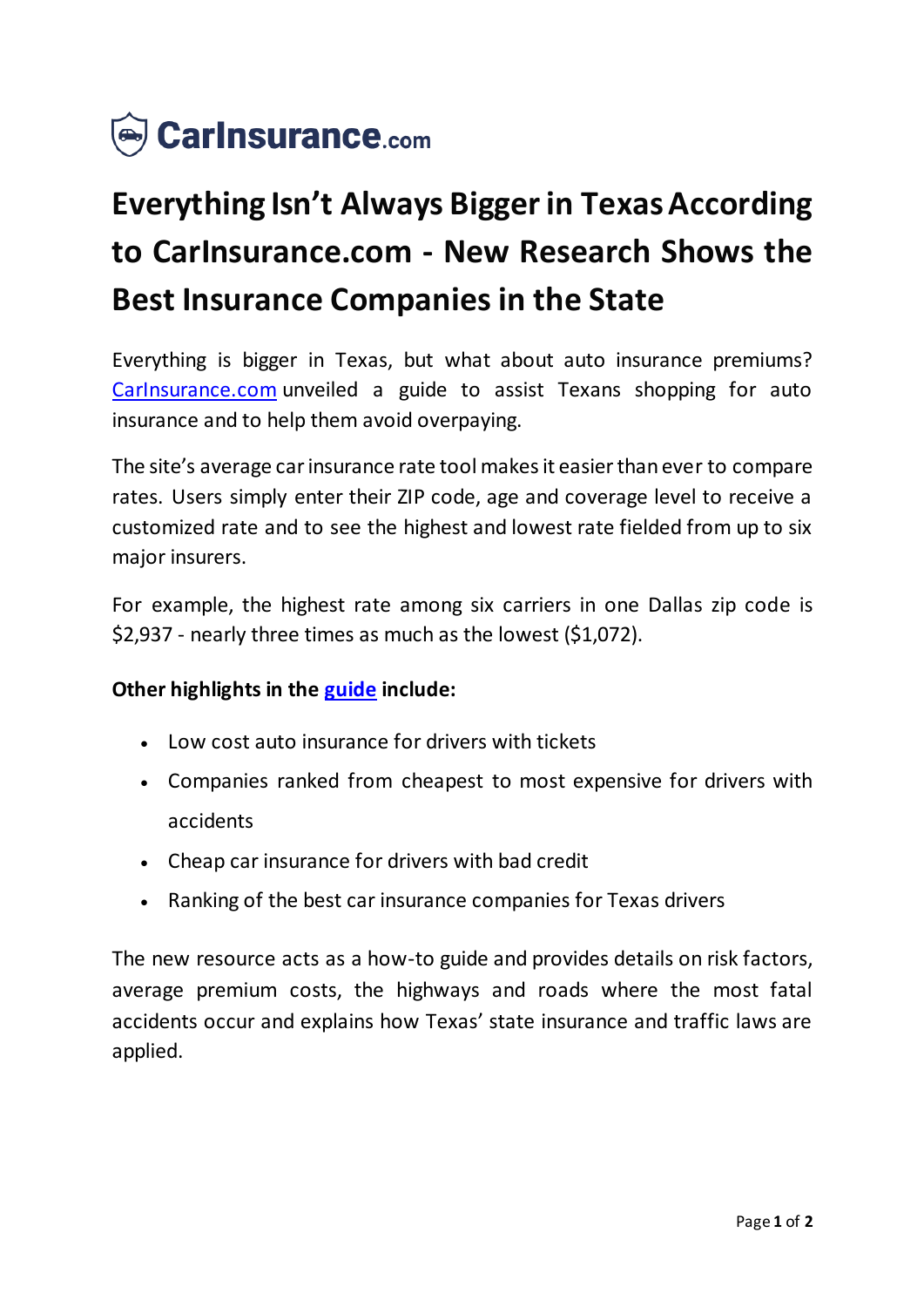CarInsurance.com

# Everything Isn't Always Bigger in Texas According to CarInsurance.com - New Research Shows the Best Insurance Companies in the State

Everything is bigger in Texas, but what about auto insurance premiums? CarInsurance.com unveiled a guide to assist Texans shopping for auto insurance and to help them avoid overpaying.

The site's average car insurance rate tool makes it easier than ever to compare rates. Users simply enter their ZIP code, age and coverage level to receive a customized rate and to see the highest and lowest rate fielded from up to six major insurers.

For example, the highest rate among six carriers in one Dallas zip code is $2,937 - nearly three times as much as the lowest ($1,072).

**Other highlights in the guide include:**

- Low cost auto insurance for drivers with tickets
- Companies ranked from cheapest to most expensive for drivers with accidents
- Cheap car insurance for drivers with bad credit
- Ranking of the best car insurance companies for Texas drivers

The new resource acts as a how-to guide and provides details on risk factors, average premium costs, the highways and roads where the most fatal accidents occur and explains how Texas' state insurance and traffic laws are applied.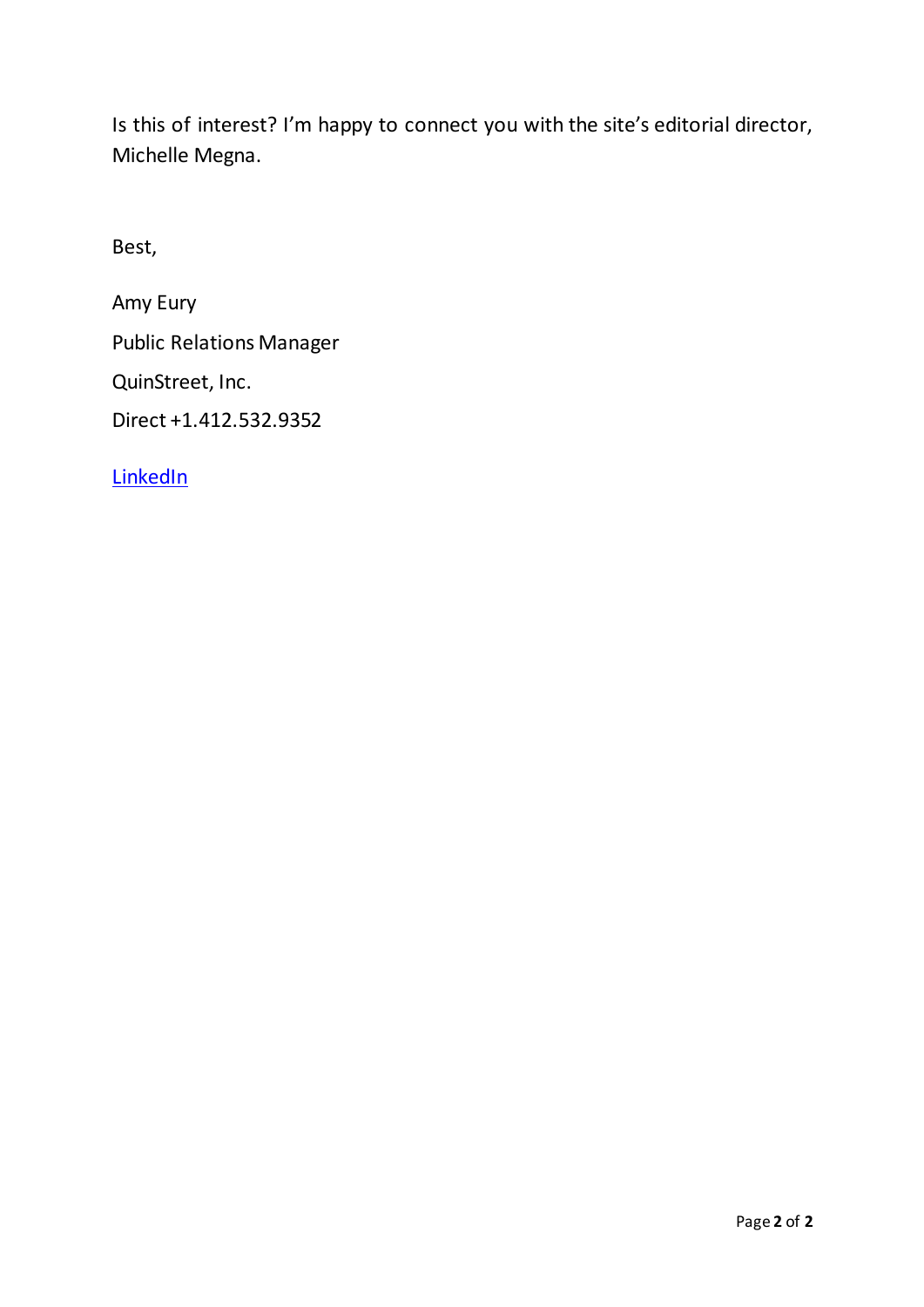Is this of interest? I'm happy to connect you with the site's editorial director, Michelle Megna.

Best,

Amy Eury

Public Relations Manager

QuinStreet, Inc.

Direct +1.412.532.9352

LinkedIn